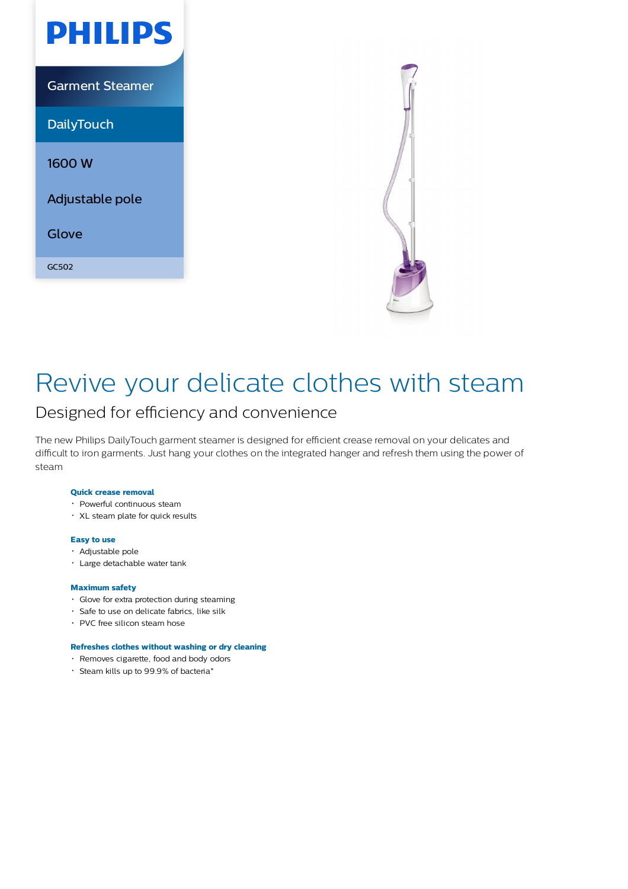PHILIPS

Garment Steamer

DailyTouch

1600 W

Adjustable pole

Glove

GC502

# Revive your delicate clothes with steam

## Designed for efficiency and convenience

The new Philips DailyTouch garment steamer is designed for efficient crease removal on your delicates and difficult to iron garments. Just hang your clothes on the integrated hanger and refresh them using the power of steam

**Quick crease removal**

- Powerful continuous steam
- XL steam plate for quick results

**Easy to use**

- Adjustable pole
- Large detachable water tank

**Maximum safety**

- Glove for extra protection during steaming
- Safe to use on delicate fabrics, like silk
- PVC free silicon steam hose

**Refreshes clothes without washing or dry cleaning**

- Removes cigarette, food and body odors
- Steam kills up to 99.9% of bacteria*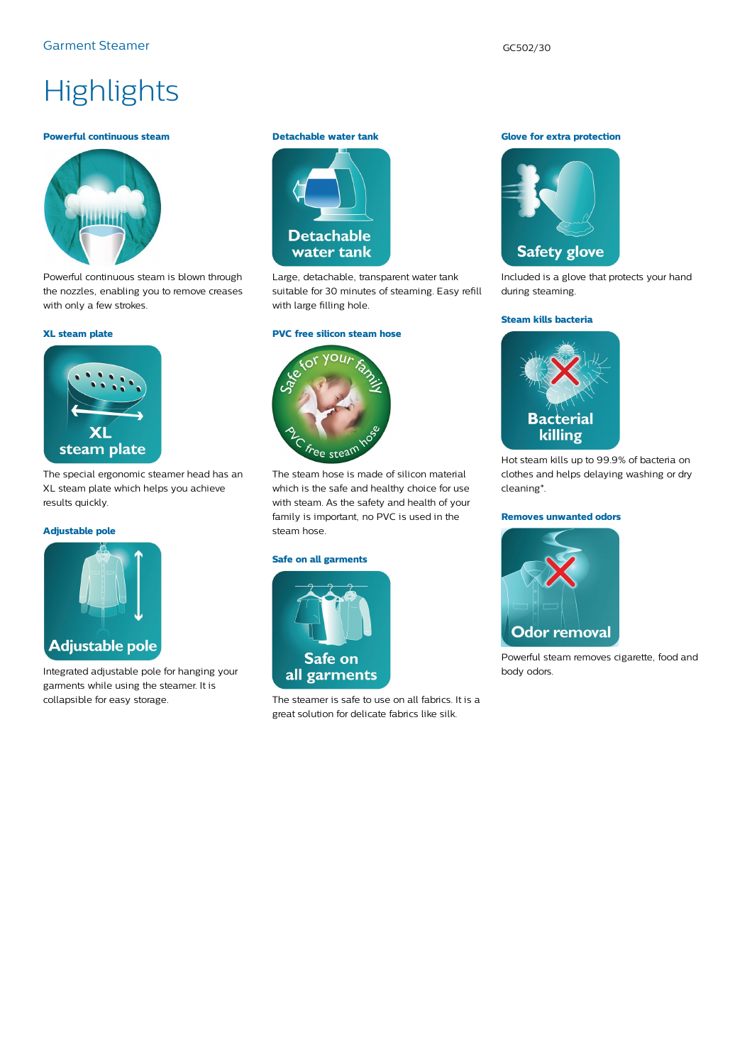# Highlights

### Powerful continuous steam

Powerful continuous steam is blown through the nozzles, enabling you to remove creases with only a few strokes.

### XL steam plate

The special ergonomic steamer head has an XL steam plate which helps you achieve results quickly.

### Adjustable pole

Integrated adjustable pole for hanging your garments while using the steamer. It is collapsible for easy storage.

### Detachable water tank

Large, detachable, transparent water tank suitable for 30 minutes of steaming. Easy refill with large filling hole.

### PVC free silicon steam hose

The steam hose is made of silicon material which is the safe and healthy choice for use with steam. As the safety and health of your family is important, no PVC is used in the steam hose.

### Safe on all garments

The steamer is safe to use on all fabrics. It is a great solution for delicate fabrics like silk.

### Glove for extra protection

Included is a glove that protects your hand during steaming.

### Steam kills bacteria

Hot steam kills up to 99.9% of bacteria on clothes and helps delaying washing or dry cleaning*.

### Removes unwanted odors

Powerful steam removes cigarette, food and body odors.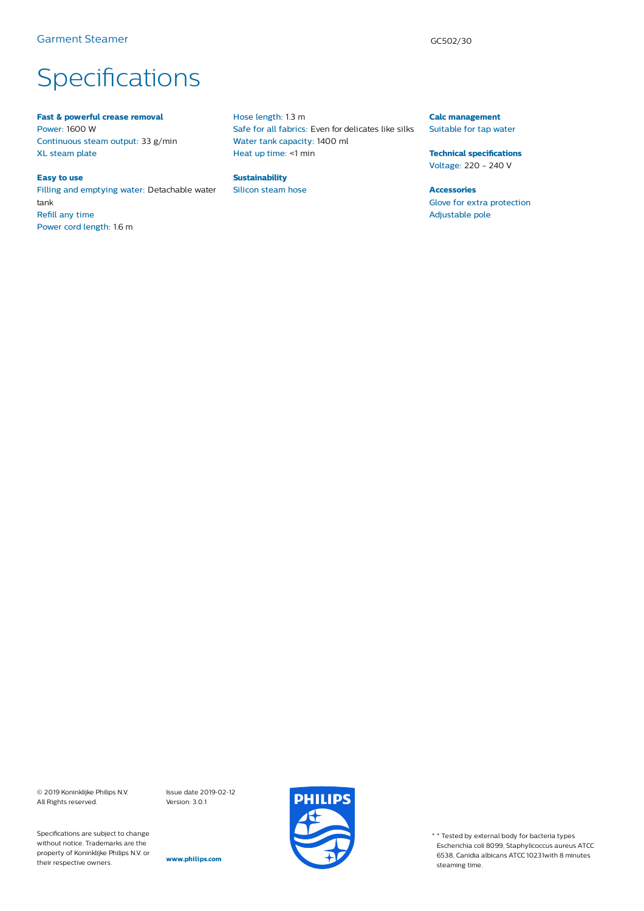# Specifications

GC502/30

**Fast & powerful crease removal**

Power: 1600 W

Continuous steam output: 33 g/min

XL steam plate

**Easy to use**

Filling and emptying water: Detachable water tank

Refill any time

Power cord length: 1.6 m

Hose length: 1.3 m

Safe for all fabrics: Even for delicates like silks

Water tank capacity: 1400 ml

Heat up time: <1 min

**Sustainability**

Silicon steam hose

**Calc management**

Suitable for tap water

**Technical specifications**

Voltage: 220 - 240 V

**Accessories**

Glove for extra protection

Adjustable pole

© 2019 Koninklijke Philips N.V.
All Rights reserved.

Issue date 2019-02-12
Version: 3.0.1

Specifications are subject to change without notice. Trademarks are the property of Koninklijke Philips N.V. or their respective owners.

www.philips.com

* * Tested by external body for bacteria types Escherichia coli 8099, Staphylicoccus aureus ATCC 6538, Canidia albicans ATCC 10231with 8 minutes steaming time.